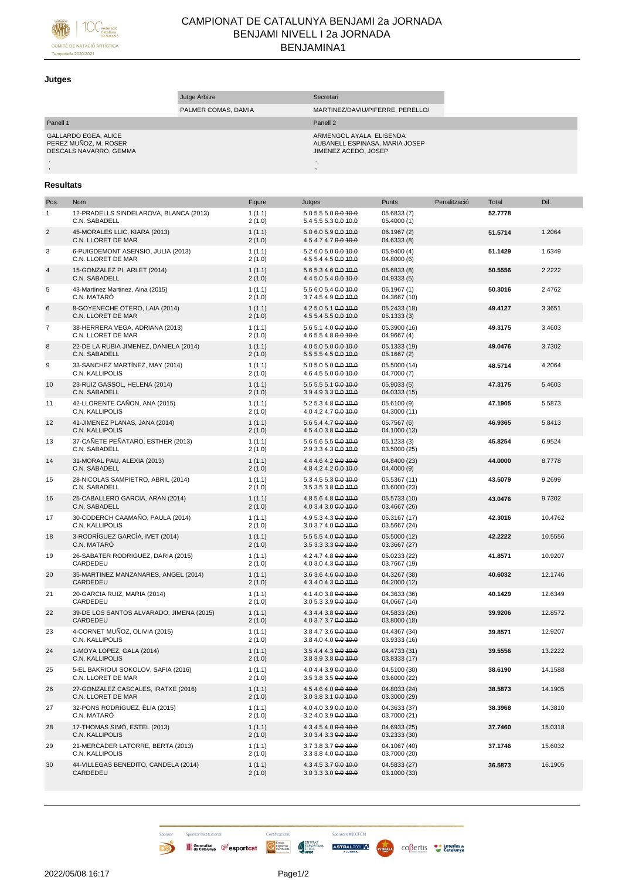# CAMPIONAT DE CATALUNYA BENJAMI 2a JORNADA
## BENJAMI NIVELL I 2a JORNADA
## BENJAMINA1

### Jutges

| Jutge Àrbitre | Secretari |
|---|---|
| PALMER COMAS, DAMIA | MARTINEZ/DAVIU/PIFERRE, PERELLO/ |

| Panell 1 | Panell 2 |
|---|---|
| GALLARDO EGEA, ALICE<br>PEREZ MUÑOZ, M. ROSER<br>DESCALS NAVARRO, GEMMA<br>,<br>, | ARMENGOL AYALA, ELISENDA<br>AUBANELL ESPINASA, MARIA JOSEP<br>JIMENEZ ACEDO, JOSEP<br>,<br>, |

### Resultats

| Pos. | Nom | Figure | Jutges | Punts | Penalització | Total | Dif. |
|---|---|---|---|---|---|---|---|
| 1 | 12-PRADELLS SINDELAROVA, BLANCA (2013)<br>C.N. SABADELL | 1 (1.1)<br>2 (1.0) | 5.0 5.5 5.0 ~~0.0~~ ~~10.0~~<br>5.4 5.5 5.3 ~~0.0~~ ~~10.0~~ | 05.6833 (7)<br>05.4000 (1) | | **52.7778** | |
| 2 | 45-MORALES LLIC, KIARA (2013)<br>C.N. LLORET DE MAR | 1 (1.1)<br>2 (1.0) | 5.0 6.0 5.9 ~~0.0~~ ~~10.0~~<br>4.5 4.7 4.7 ~~0.0~~ ~~10.0~~ | 06.1967 (2)<br>04.6333 (8) | | **51.5714** | 1.2064 |
| 3 | 6-PUIGDEMONT ASENSIO, JULIA (2013)<br>C.N. LLORET DE MAR | 1 (1.1)<br>2 (1.0) | 5.2 6.0 5.0 ~~0.0~~ ~~10.0~~<br>4.5 5.4 4.5 ~~0.0~~ ~~10.0~~ | 05.9400 (4)<br>04.8000 (6) | | **51.1429** | 1.6349 |
| 4 | 15-GONZALEZ PI, ARLET (2014)<br>C.N. SABADELL | 1 (1.1)<br>2 (1.0) | 5.6 5.3 4.6 ~~0.0~~ ~~10.0~~<br>4.4 5.0 5.4 ~~0.0~~ ~~10.0~~ | 05.6833 (8)<br>04.9333 (5) | | **50.5556** | 2.2222 |
| 5 | 43-Martinez Martinez, Aina (2015)<br>C.N. MATARÓ | 1 (1.1)<br>2 (1.0) | 5.5 6.0 5.4 ~~0.0~~ ~~10.0~~<br>3.7 4.5 4.9 ~~0.0~~ ~~10.0~~ | 06.1967 (1)<br>04.3667 (10) | | **50.3016** | 2.4762 |
| 6 | 8-GOYENECHE OTERO, LAIA (2014)<br>C.N. LLORET DE MAR | 1 (1.1)<br>2 (1.0) | 4.2 5.0 5.1 ~~0.0~~ ~~10.0~~<br>4.5 5.4 5.5 ~~0.0~~ ~~10.0~~ | 05.2433 (18)<br>05.1333 (3) | | **49.4127** | 3.3651 |
| 7 | 38-HERRERA VEGA, ADRIANA (2013)<br>C.N. LLORET DE MAR | 1 (1.1)<br>2 (1.0) | 5.6 5.1 4.0 ~~0.0~~ ~~10.0~~<br>4.6 5.5 4.8 ~~0.0~~ ~~10.0~~ | 05.3900 (16)<br>04.9667 (4) | | **49.3175** | 3.4603 |
| 8 | 22-DE LA RUBIA JIMENEZ, DANIELA (2014)<br>C.N. SABADELL | 1 (1.1)<br>2 (1.0) | 4.0 5.0 5.0 ~~0.0~~ ~~10.0~~<br>5.5 5.5 4.5 ~~0.0~~ ~~10.0~~ | 05.1333 (19)<br>05.1667 (2) | | **49.0476** | 3.7302 |
| 9 | 33-SANCHEZ MARTÍNEZ, MAY (2014)<br>C.N. KALLIPOLIS | 1 (1.1)<br>2 (1.0) | 5.0 5.0 5.0 ~~0.0~~ ~~10.0~~<br>4.6 4.5 5.0 ~~0.0~~ ~~10.0~~ | 05.5000 (14)<br>04.7000 (7) | | **48.5714** | 4.2064 |
| 10 | 23-RUIZ GASSOL, HELENA (2014)<br>C.N. SABADELL | 1 (1.1)<br>2 (1.0) | 5.5 5.5 5.1 ~~0.0~~ ~~10.0~~<br>3.9 4.9 3.3 ~~0.0~~ ~~10.0~~ | 05.9033 (5)<br>04.0333 (15) | | **47.3175** | 5.4603 |
| 11 | 42-LLORENTE CAÑON, ANA (2015)<br>C.N. KALLIPOLIS | 1 (1.1)<br>2 (1.0) | 5.2 5.3 4.8 ~~0.0~~ ~~10.0~~<br>4.0 4.2 4.7 ~~0.0~~ ~~10.0~~ | 05.6100 (9)<br>04.3000 (11) | | **47.1905** | 5.5873 |
| 12 | 41-JIMENEZ PLANAS, JANA (2014)<br>C.N. KALLIPOLIS | 1 (1.1)<br>2 (1.0) | 5.6 5.4 4.7 ~~0.0~~ ~~10.0~~<br>4.5 4.0 3.8 ~~0.0~~ ~~10.0~~ | 05.7567 (6)<br>04.1000 (13) | | **46.9365** | 5.8413 |
| 13 | 37-CAÑETE PEÑATARO, ESTHER (2013)<br>C.N. SABADELL | 1 (1.1)<br>2 (1.0) | 5.6 5.6 5.5 ~~0.0~~ ~~10.0~~<br>2.9 3.3 4.3 ~~0.0~~ ~~10.0~~ | 06.1233 (3)<br>03.5000 (25) | | **45.8254** | 6.9524 |
| 14 | 31-MORAL PAU, ALEXIA (2013)<br>C.N. SABADELL | 1 (1.1)<br>2 (1.0) | 4.4 4.6 4.2 ~~0.0~~ ~~10.0~~<br>4.8 4.2 4.2 ~~0.0~~ ~~10.0~~ | 04.8400 (23)<br>04.4000 (9) | | **44.0000** | 8.7778 |
| 15 | 28-NICOLAS SAMPIETRO, ABRIL (2014)<br>C.N. SABADELL | 1 (1.1)<br>2 (1.0) | 5.3 4.5 5.3 ~~0.0~~ ~~10.0~~<br>3.5 3.5 3.8 ~~0.0~~ ~~10.0~~ | 05.5367 (11)<br>03.6000 (23) | | **43.5079** | 9.2699 |
| 16 | 25-CABALLERO GARCIA, ARAN (2014)<br>C.N. SABADELL | 1 (1.1)<br>2 (1.0) | 4.8 5.6 4.8 ~~0.0~~ ~~10.0~~<br>4.0 3.4 3.0 ~~0.0~~ ~~10.0~~ | 05.5733 (10)<br>03.4667 (26) | | **43.0476** | 9.7302 |
| 17 | 30-CODERCH CAAMAÑO, PAULA (2014)<br>C.N. KALLIPOLIS | 1 (1.1)<br>2 (1.0) | 4.9 5.3 4.3 ~~0.0~~ ~~10.0~~<br>3.0 3.7 4.0 ~~0.0~~ ~~10.0~~ | 05.3167 (17)<br>03.5667 (24) | | **42.3016** | 10.4762 |
| 18 | 3-RODRÍGUEZ GARCÍA, IVET (2014)<br>C.N. MATARÓ | 1 (1.1)<br>2 (1.0) | 5.5 5.5 4.0 ~~0.0~~ ~~10.0~~<br>3.5 3.3 3.3 ~~0.0~~ ~~10.0~~ | 05.5000 (12)<br>03.3667 (27) | | **42.2222** | 10.5556 |
| 19 | 26-SABATER RODRIGUEZ, DARIA (2015)<br>CARDEDEU | 1 (1.1)<br>2 (1.0) | 4.2 4.7 4.8 ~~0.0~~ ~~10.0~~<br>4.0 3.0 4.3 ~~0.0~~ ~~10.0~~ | 05.0233 (22)<br>03.7667 (19) | | **41.8571** | 10.9207 |
| 20 | 35-MARTINEZ MANZANARES, ANGEL (2014)<br>CARDEDEU | 1 (1.1)<br>2 (1.0) | 3.6 3.6 4.6 ~~0.0~~ ~~10.0~~<br>4.3 4.0 4.3 ~~0.0~~ ~~10.0~~ | 04.3267 (38)<br>04.2000 (12) | | **40.6032** | 12.1746 |
| 21 | 20-GARCIA RUIZ, MARIA (2014)<br>CARDEDEU | 1 (1.1)<br>2 (1.0) | 4.1 4.0 3.8 ~~0.0~~ ~~10.0~~<br>3.0 5.3 3.9 ~~0.0~~ ~~10.0~~ | 04.3633 (36)<br>04.0667 (14) | | **40.1429** | 12.6349 |
| 22 | 39-DE LOS SANTOS ALVARADO, JIMENA (2015)<br>CARDEDEU | 1 (1.1)<br>2 (1.0) | 4.3 4.4 3.8 ~~0.0~~ ~~10.0~~<br>4.0 3.7 3.7 ~~0.0~~ ~~10.0~~ | 04.5833 (26)<br>03.8000 (18) | | **39.9206** | 12.8572 |
| 23 | 4-CORNET MUÑOZ, OLIVIA (2015)<br>C.N. KALLIPOLIS | 1 (1.1)<br>2 (1.0) | 3.8 4.7 3.6 ~~0.0~~ ~~10.0~~<br>3.8 4.0 4.0 ~~0.0~~ ~~10.0~~ | 04.4367 (34)<br>03.9333 (16) | | **39.8571** | 12.9207 |
| 24 | 1-MOYA LOPEZ, GALA (2014)<br>C.N. KALLIPOLIS | 1 (1.1)<br>2 (1.0) | 3.5 4.4 4.3 ~~0.0~~ ~~10.0~~<br>3.8 3.9 3.8 ~~0.0~~ ~~10.0~~ | 04.4733 (31)<br>03.8333 (17) | | **39.5556** | 13.2222 |
| 25 | 5-EL BAKRIOUI SOKOLOV, SAFIA (2016)<br>C.N. LLORET DE MAR | 1 (1.1)<br>2 (1.0) | 4.0 4.4 3.9 ~~0.0~~ ~~10.0~~<br>3.5 3.8 3.5 ~~0.0~~ ~~10.0~~ | 04.5100 (30)<br>03.6000 (22) | | **38.6190** | 14.1588 |
| 26 | 27-GONZALEZ CASCALES, IRATXE (2016)<br>C.N. LLORET DE MAR | 1 (1.1)<br>2 (1.0) | 4.5 4.6 4.0 ~~0.0~~ ~~10.0~~<br>3.0 3.8 3.1 ~~0.0~~ ~~10.0~~ | 04.8033 (24)<br>03.3000 (29) | | **38.5873** | 14.1905 |
| 27 | 32-PONS RODRÍGUEZ, ÈLIA (2015)<br>C.N. MATARÓ | 1 (1.1)<br>2 (1.0) | 4.0 4.0 3.9 ~~0.0~~ ~~10.0~~<br>3.2 4.0 3.9 ~~0.0~~ ~~10.0~~ | 04.3633 (37)<br>03.7000 (21) | | **38.3968** | 14.3810 |
| 28 | 17-THOMAS SIMÓ, ESTEL (2013)<br>C.N. KALLIPOLIS | 1 (1.1)<br>2 (1.0) | 4.3 4.5 4.0 ~~0.0~~ ~~10.0~~<br>3.0 3.4 3.3 ~~0.0~~ ~~10.0~~ | 04.6933 (25)<br>03.2333 (30) | | **37.7460** | 15.0318 |
| 29 | 21-MERCADER LATORRE, BERTA (2013)<br>C.N. KALLIPOLIS | 1 (1.1)<br>2 (1.0) | 3.7 3.8 3.7 ~~0.0~~ ~~10.0~~<br>3.3 3.8 4.0 ~~0.0~~ ~~10.0~~ | 04.1067 (40)<br>03.7000 (20) | | **37.1746** | 15.6032 |
| 30 | 44-VILLEGAS BENEDITO, CANDELA (2014)<br>CARDEDEU | 1 (1.1)<br>2 (1.0) | 4.3 4.5 3.7 ~~0.0~~ ~~10.0~~<br>3.0 3.3 3.0 ~~0.0~~ ~~10.0~~ | 04.5833 (27)<br>03.1000 (33) | | **36.5873** | 16.1905 |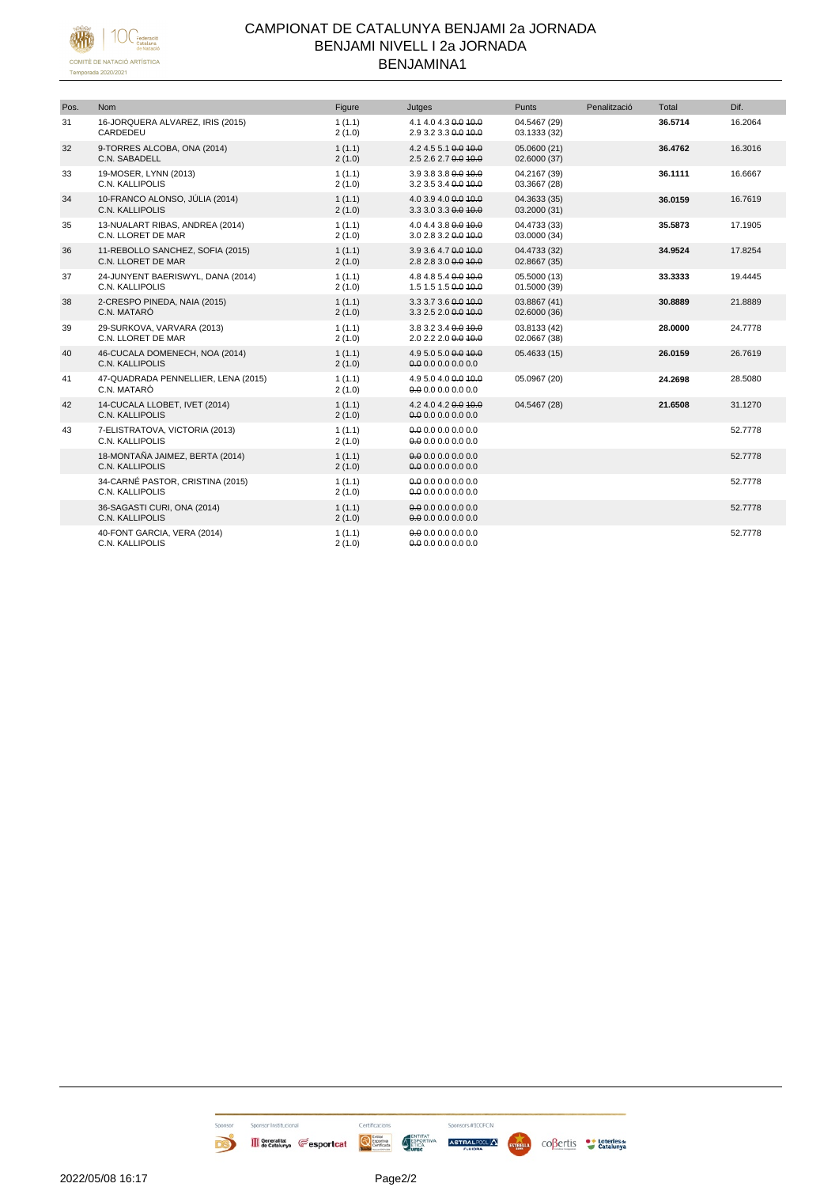# CAMPIONAT DE CATALUNYA BENJAMI 2a JORNADA

## BENJAMI NIVELL I 2a JORNADA

## BENJAMINA1

| Pos. | Nom | Figure | Jutges | Punts | Penalització | Total | Dif. |
|---|---|---|---|---|---|---|---|
| 31 | 16-JORQUERA ALVAREZ, IRIS (2015) CARDEDEU | 1 (1.1) 2 (1.0) | 4.1 4.0 4.3 0.0 10.0 2.9 3.2 3.3 0.0 10.0 | 04.5467 (29) 03.1333 (32) | | **36.5714** | 16.2064 |
| 32 | 9-TORRES ALCOBA, ONA (2014) C.N. SABADELL | 1 (1.1) 2 (1.0) | 4.2 4.5 5.1 0.0 10.0 2.5 2.6 2.7 0.0 10.0 | 05.0600 (21) 02.6000 (37) | | **36.4762** | 16.3016 |
| 33 | 19-MOSER, LYNN (2013) C.N. KALLIPOLIS | 1 (1.1) 2 (1.0) | 3.9 3.8 3.8 0.0 10.0 3.2 3.5 3.4 0.0 10.0 | 04.2167 (39) 03.3667 (28) | | **36.1111** | 16.6667 |
| 34 | 10-FRANCO ALONSO, JÚLIA (2014) C.N. KALLIPOLIS | 1 (1.1) 2 (1.0) | 4.0 3.9 4.0 0.0 10.0 3.3 3.0 3.3 0.0 10.0 | 04.3633 (35) 03.2000 (31) | | **36.0159** | 16.7619 |
| 35 | 13-NUALART RIBAS, ANDREA (2014) C.N. LLORET DE MAR | 1 (1.1) 2 (1.0) | 4.0 4.4 3.8 0.0 10.0 3.0 2.8 3.2 0.0 10.0 | 04.4733 (33) 03.0000 (34) | | **35.5873** | 17.1905 |
| 36 | 11-REBOLLO SANCHEZ, SOFIA (2015) C.N. LLORET DE MAR | 1 (1.1) 2 (1.0) | 3.9 3.6 4.7 0.0 10.0 2.8 2.8 3.0 0.0 10.0 | 04.4733 (32) 02.8667 (35) | | **34.9524** | 17.8254 |
| 37 | 24-JUNYENT BAERISWYL, DANA (2014) C.N. KALLIPOLIS | 1 (1.1) 2 (1.0) | 4.8 4.8 5.4 0.0 10.0 1.5 1.5 1.5 0.0 10.0 | 05.5000 (13) 01.5000 (39) | | **33.3333** | 19.4445 |
| 38 | 2-CRESPO PINEDA, NAIA (2015) C.N. MATARÓ | 1 (1.1) 2 (1.0) | 3.3 3.7 3.6 0.0 10.0 3.3 2.5 2.0 0.0 10.0 | 03.8867 (41) 02.6000 (36) | | **30.8889** | 21.8889 |
| 39 | 29-SURKOVA, VARVARA (2013) C.N. LLORET DE MAR | 1 (1.1) 2 (1.0) | 3.8 3.2 3.4 0.0 10.0 2.0 2.2 2.0 0.0 10.0 | 03.8133 (42) 02.0667 (38) | | **28.0000** | 24.7778 |
| 40 | 46-CUCALA DOMENECH, NOA (2014) C.N. KALLIPOLIS | 1 (1.1) 2 (1.0) | 4.9 5.0 5.0 0.0 10.0 0.0 0.0 0.0 0.0 0.0 0.0 | 05.4633 (15) | | **26.0159** | 26.7619 |
| 41 | 47-QUADRADA PENNELLIER, LENA (2015) C.N. MATARÓ | 1 (1.1) 2 (1.0) | 4.9 5.0 4.0 0.0 10.0 0.0 0.0 0.0 0.0 0.0 0.0 | 05.0967 (20) | | **24.2698** | 28.5080 |
| 42 | 14-CUCALA LLOBET, IVET (2014) C.N. KALLIPOLIS | 1 (1.1) 2 (1.0) | 4.2 4.0 4.2 0.0 10.0 0.0 0.0 0.0 0.0 0.0 0.0 | 04.5467 (28) | | **21.6508** | 31.1270 |
| 43 | 7-ELISTRATOVA, VICTORIA (2013) C.N. KALLIPOLIS | 1 (1.1) 2 (1.0) | 0.0 0.0 0.0 0.0 0.0 0.0 0.0 0.0 0.0 0.0 0.0 0.0 | | | | 52.7778 |
| | 18-MONTAÑA JAIMEZ, BERTA (2014) C.N. KALLIPOLIS | 1 (1.1) 2 (1.0) | 0.0 0.0 0.0 0.0 0.0 0.0 0.0 0.0 0.0 0.0 0.0 0.0 | | | | 52.7778 |
| | 34-CARNÉ PASTOR, CRISTINA (2015) C.N. KALLIPOLIS | 1 (1.1) 2 (1.0) | 0.0 0.0 0.0 0.0 0.0 0.0 0.0 0.0 0.0 0.0 0.0 0.0 | | | | 52.7778 |
| | 36-SAGASTI CURI, ONA (2014) C.N. KALLIPOLIS | 1 (1.1) 2 (1.0) | 0.0 0.0 0.0 0.0 0.0 0.0 0.0 0.0 0.0 0.0 0.0 0.0 | | | | 52.7778 |
| | 40-FONT GARCIA, VERA (2014) C.N. KALLIPOLIS | 1 (1.1) 2 (1.0) | 0.0 0.0 0.0 0.0 0.0 0.0 0.0 0.0 0.0 0.0 0.0 0.0 | | | | 52.7778 |